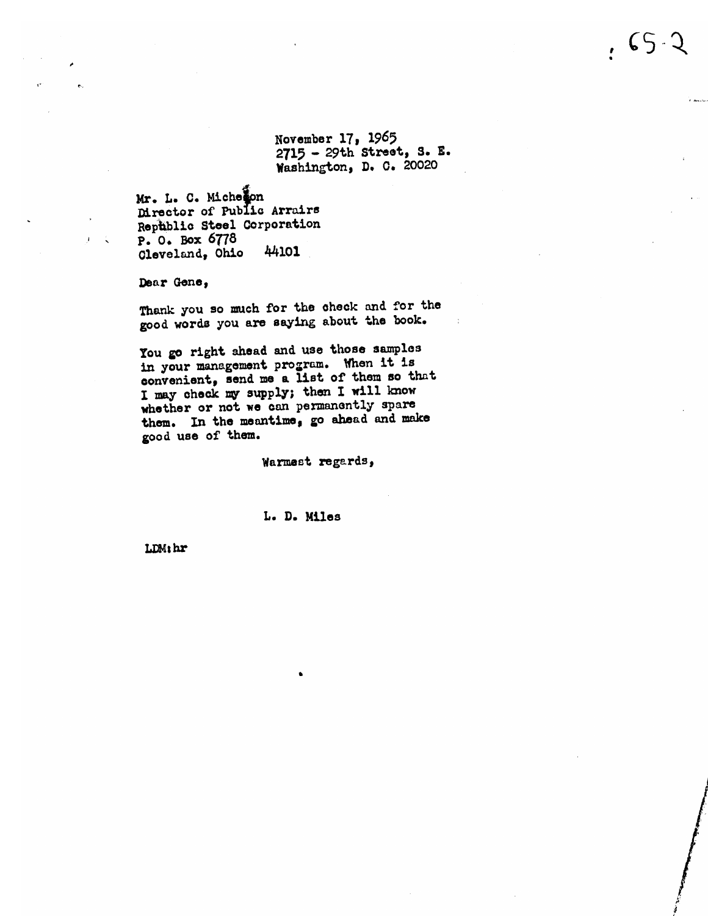65-2

November 17, 1965
2715 - 29th Street, S. E.
Washington, D. C. 20020

Mr. L. C. Micheson
Director of Public Arrairs
Republic Steel Corporation
P. O. Box 6778
Cleveland, Ohio 44101

Dear Gene,

Thank you so much for the check and for the good words you are saying about the book.

You go right ahead and use those samples in your management program. When it is convenient, send me a list of them so that I may check my supply; then I will know whether or not we can permanently spare them. In the meantime, go ahead and make good use of them.

Warmest regards,

L. D. Miles

LDM:hr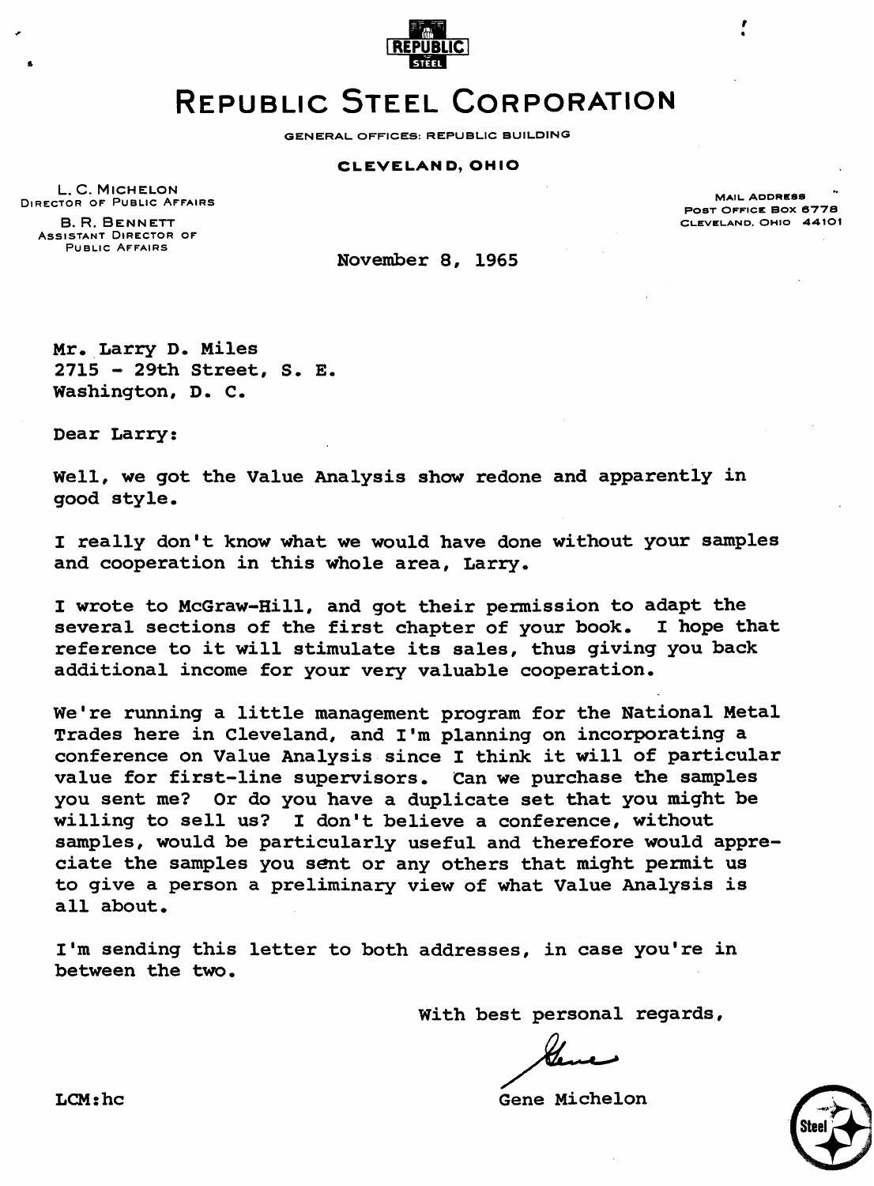# REPUBLIC STEEL CORPORATION

GENERAL OFFICES: REPUBLIC BUILDING

**CLEVELAND, OHIO**

L. C. MICHELON
DIRECTOR OF PUBLIC AFFAIRS

B. R. BENNETT
ASSISTANT DIRECTOR OF
PUBLIC AFFAIRS

MAIL ADDRESS
POST OFFICE BOX 6778
CLEVELAND, OHIO 44101

November 8, 1965

Mr. Larry D. Miles
2715 - 29th Street, S. E.
Washington, D. C.

Dear Larry:

Well, we got the Value Analysis show redone and apparently in good style.

I really don't know what we would have done without your samples and cooperation in this whole area, Larry.

I wrote to McGraw-Hill, and got their permission to adapt the several sections of the first chapter of your book. I hope that reference to it will stimulate its sales, thus giving you back additional income for your very valuable cooperation.

We're running a little management program for the National Metal Trades here in Cleveland, and I'm planning on incorporating a conference on Value Analysis since I think it will of particular value for first-line supervisors. Can we purchase the samples you sent me? Or do you have a duplicate set that you might be willing to sell us? I don't believe a conference, without samples, would be particularly useful and therefore would appreciate the samples you sent or any others that might permit us to give a person a preliminary view of what Value Analysis is all about.

I'm sending this letter to both addresses, in case you're in between the two.

With best personal regards,

Gene

Gene Michelon

LCM:hc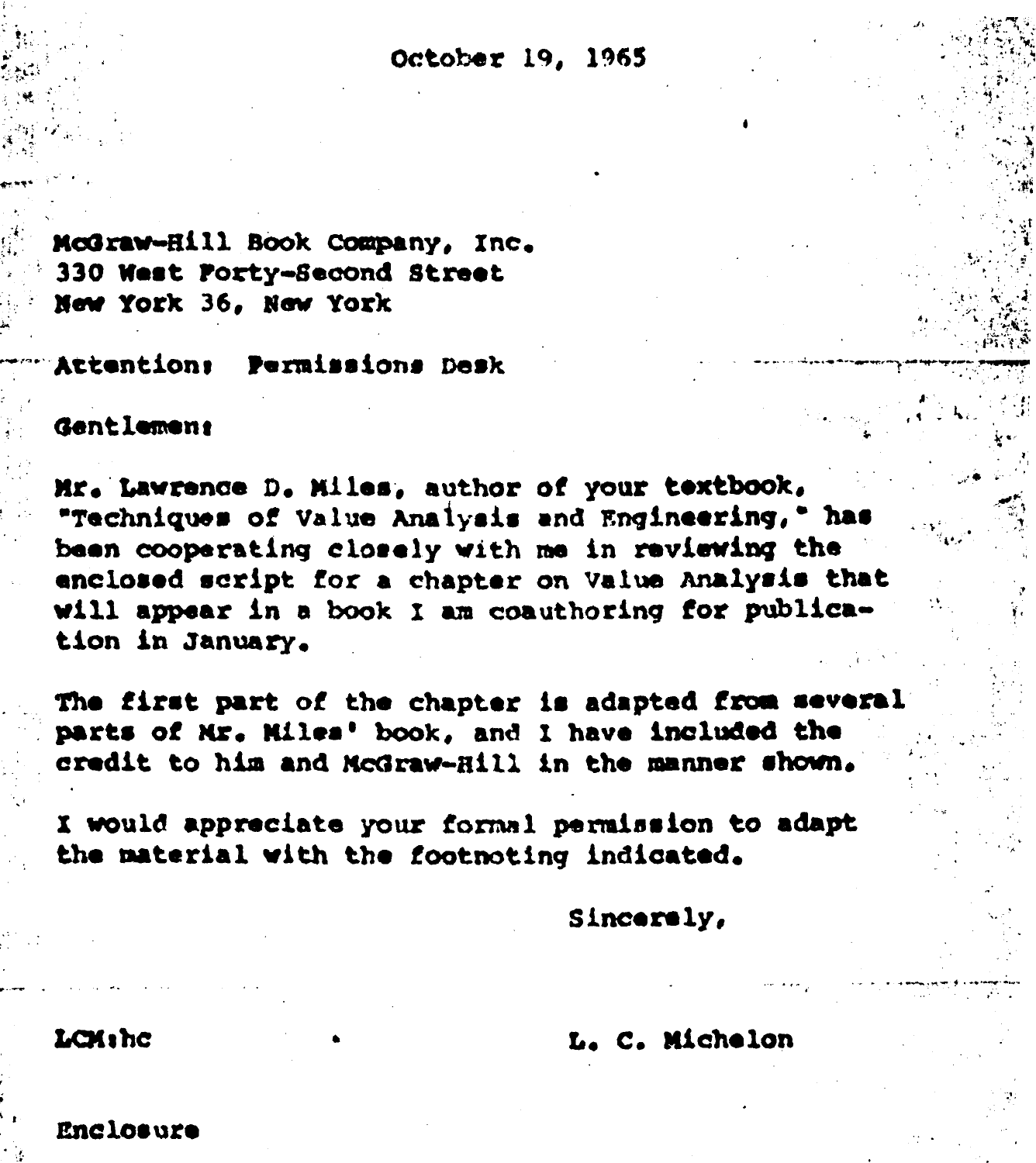October 19, 1965

McGraw-Hill Book Company, Inc.
330 West Forty-Second Street
New York 36, New York

Attention: Permissions Desk

Gentlemen:

Mr. Lawrence D. Miles, author of your textbook, "Techniques of Value Analysis and Engineering," has been cooperating closely with me in reviewing the enclosed script for a chapter on Value Analysis that will appear in a book I am coauthoring for publication in January.

The first part of the chapter is adapted from several parts of Mr. Miles' book, and I have included the credit to him and McGraw-Hill in the manner shown.

I would appreciate your formal permission to adapt the material with the footnoting indicated.

Sincerely,

LCM:hc

L. C. Michelon

Enclosure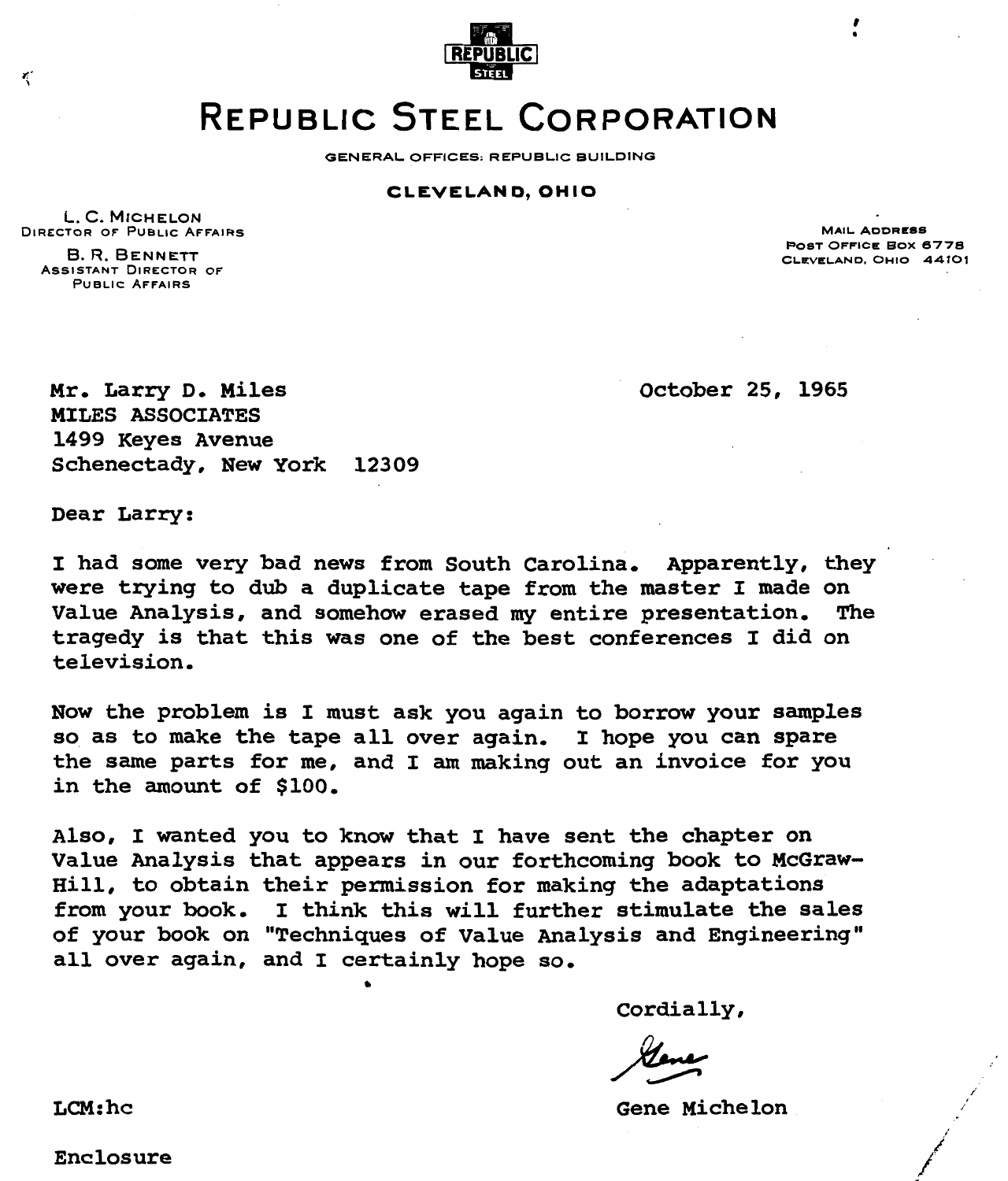# REPUBLIC STEEL CORPORATION

GENERAL OFFICES: REPUBLIC BUILDING

**CLEVELAND, OHIO**

L. C. MICHELON
DIRECTOR OF PUBLIC AFFAIRS

B. R. BENNETT
ASSISTANT DIRECTOR OF
PUBLIC AFFAIRS

MAIL ADDRESS
POST OFFICE BOX 6778
CLEVELAND, OHIO 44101

Mr. Larry D. Miles
MILES ASSOCIATES
1499 Keyes Avenue
Schenectady, New York 12309

October 25, 1965

Dear Larry:

I had some very bad news from South Carolina. Apparently, they were trying to dub a duplicate tape from the master I made on Value Analysis, and somehow erased my entire presentation. The tragedy is that this was one of the best conferences I did on television.

Now the problem is I must ask you again to borrow your samples so as to make the tape all over again. I hope you can spare the same parts for me, and I am making out an invoice for you in the amount of $100.

Also, I wanted you to know that I have sent the chapter on Value Analysis that appears in our forthcoming book to McGraw-Hill, to obtain their permission for making the adaptations from your book. I think this will further stimulate the sales of your book on "Techniques of Value Analysis and Engineering" all over again, and I certainly hope so.

Cordially,

Gene

Gene Michelon

LCM:hc

Enclosure